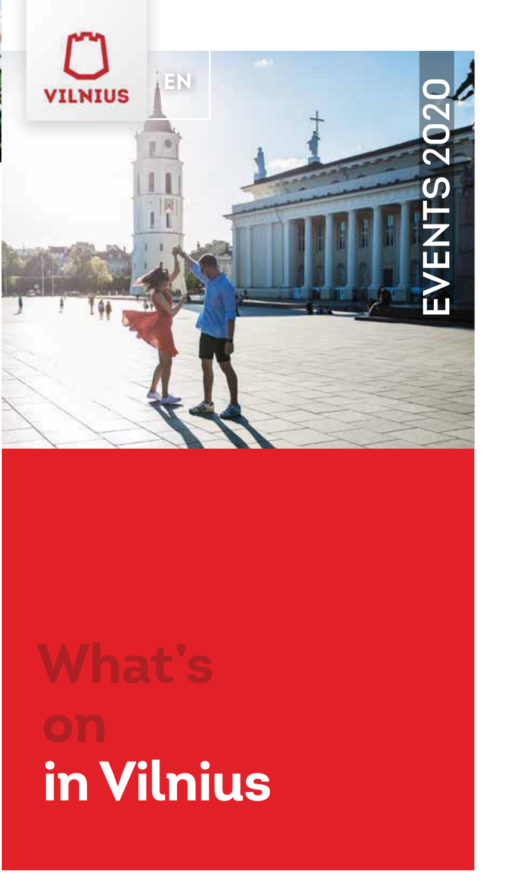VILNIUS

EN

EVENTS 2020

# What's on in Vilnius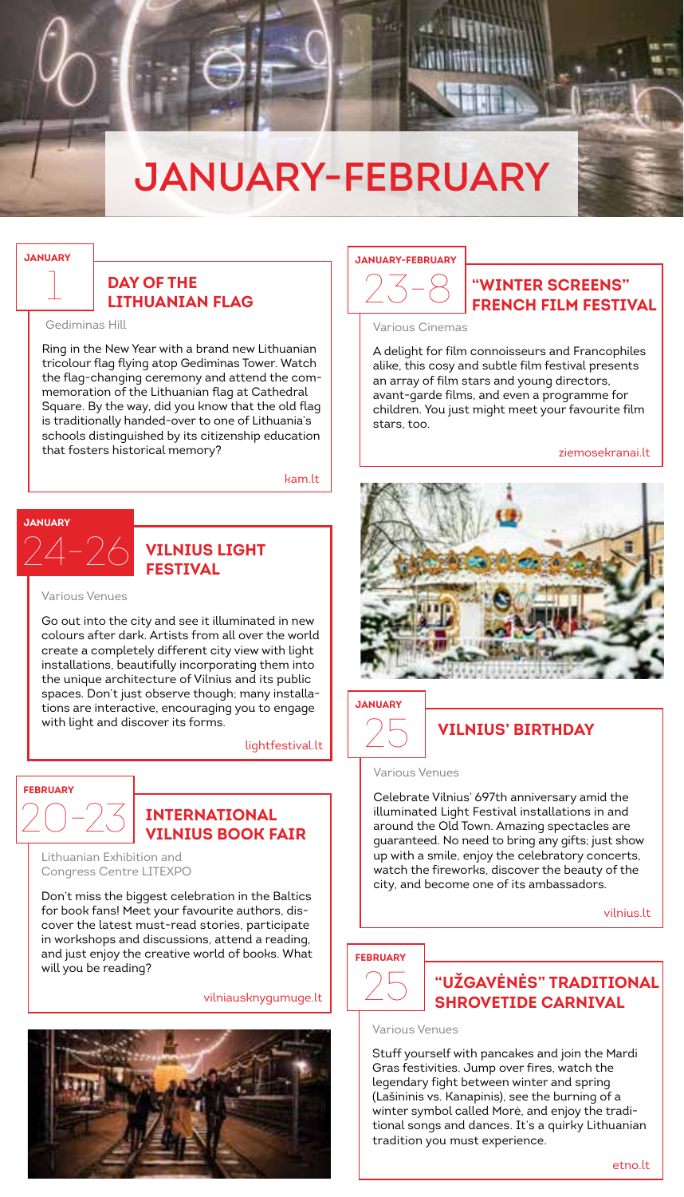# JANUARY-FEBRUARY

JANUARY 1

## DAY OF THE LITHUANIAN FLAG

Gediminas Hill

Ring in the New Year with a brand new Lithuanian tricolour flag flying atop Gediminas Tower. Watch the flag-changing ceremony and attend the commemoration of the Lithuanian flag at Cathedral Square. By the way, did you know that the old flag is traditionally handed-over to one of Lithuania's schools distinguished by its citizenship education that fosters historical memory?

kam.lt

JANUARY 24–26

## VILNIUS LIGHT FESTIVAL

Various Venues

Go out into the city and see it illuminated in new colours after dark. Artists from all over the world create a completely different city view with light installations, beautifully incorporating them into the unique architecture of Vilnius and its public spaces. Don't just observe though; many installations are interactive, encouraging you to engage with light and discover its forms.

lightfestival.lt

FEBRUARY 20–23

## INTERNATIONAL VILNIUS BOOK FAIR

Lithuanian Exhibition and Congress Centre LITEXPO

Don't miss the biggest celebration in the Baltics for book fans! Meet your favourite authors, discover the latest must-read stories, participate in workshops and discussions, attend a reading, and just enjoy the creative world of books. What will you be reading?

vilniausknygumuge.lt

JANUARY-FEBRUARY 23–8

## "WINTER SCREENS" FRENCH FILM FESTIVAL

Various Cinemas

A delight for film connoisseurs and Francophiles alike, this cosy and subtle film festival presents an array of film stars and young directors, avant-garde films, and even a programme for children. You just might meet your favourite film stars, too.

ziemosekranai.lt

JANUARY 25

## VILNIUS' BIRTHDAY

Various Venues

Celebrate Vilnius' 697th anniversary amid the illuminated Light Festival installations in and around the Old Town. Amazing spectacles are guaranteed. No need to bring any gifts; just show up with a smile, enjoy the celebratory concerts, watch the fireworks, discover the beauty of the city, and become one of its ambassadors.

vilnius.lt

FEBRUARY 25

## "UŽGAVĖNĖS" TRADITIONAL SHROVETIDE CARNIVAL

Various Venues

Stuff yourself with pancakes and join the Mardi Gras festivities. Jump over fires, watch the legendary fight between winter and spring (Lašininis vs. Kanapinis), see the burning of a winter symbol called Morė, and enjoy the traditional songs and dances. It's a quirky Lithuanian tradition you must experience.

etno.lt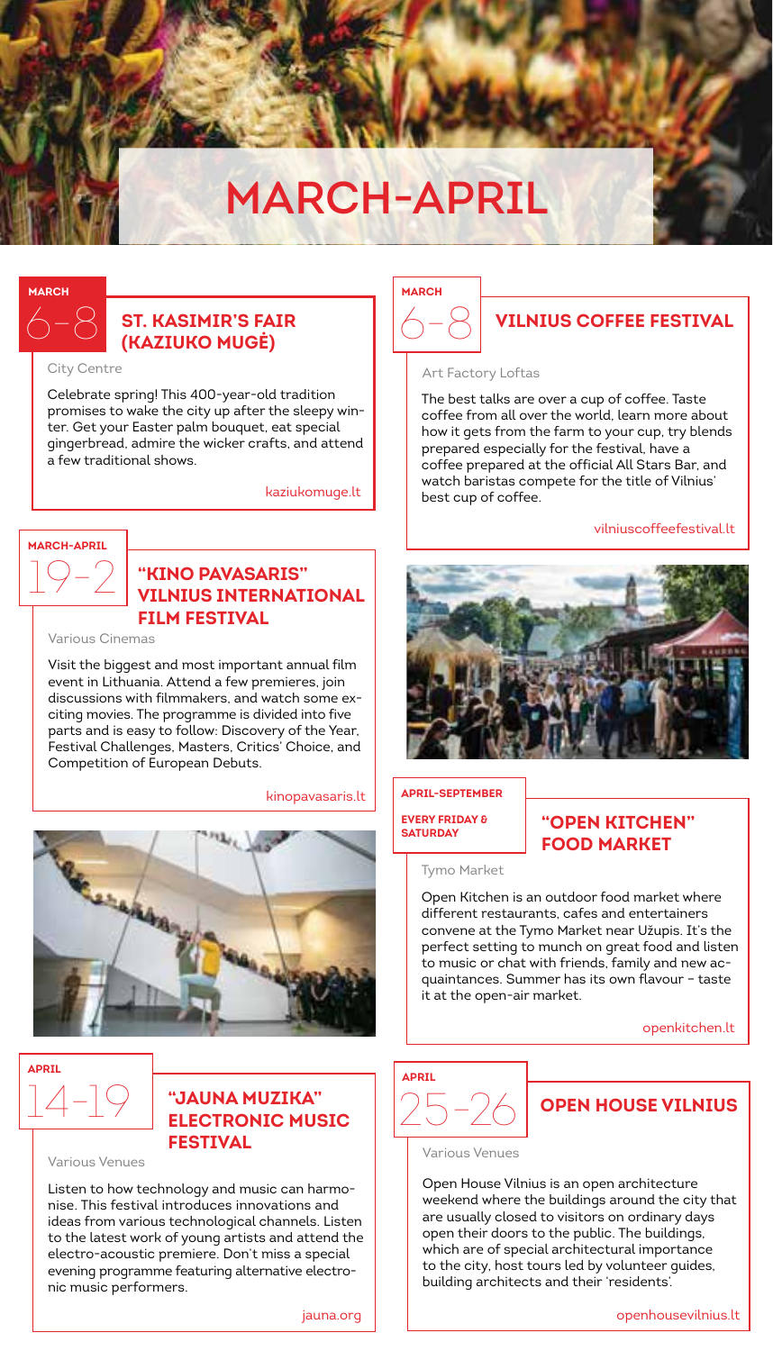# MARCH-APRIL

**MARCH**

6–8

## ST. KASIMIR'S FAIR (KAZIUKO MUGĖ)

City Centre

Celebrate spring! This 400-year-old tradition promises to wake the city up after the sleepy winter. Get your Easter palm bouquet, eat special gingerbread, admire the wicker crafts, and attend a few traditional shows.

kaziukomuge.lt

**MARCH-APRIL**

19–2

## "KINO PAVASARIS" VILNIUS INTERNATIONAL FILM FESTIVAL

Various Cinemas

Visit the biggest and most important annual film event in Lithuania. Attend a few premieres, join discussions with filmmakers, and watch some exciting movies. The programme is divided into five parts and is easy to follow: Discovery of the Year, Festival Challenges, Masters, Critics' Choice, and Competition of European Debuts.

kinopavasaris.lt

**APRIL**

14–19

## "JAUNA MUZIKA" ELECTRONIC MUSIC FESTIVAL

Various Venues

Listen to how technology and music can harmonise. This festival introduces innovations and ideas from various technological channels. Listen to the latest work of young artists and attend the electro-acoustic premiere. Don't miss a special evening programme featuring alternative electronic music performers.

jauna.org

**MARCH**

6–8

## VILNIUS COFFEE FESTIVAL

Art Factory Loftas

The best talks are over a cup of coffee. Taste coffee from all over the world, learn more about how it gets from the farm to your cup, try blends prepared especially for the festival, have a coffee prepared at the official All Stars Bar, and watch baristas compete for the title of Vilnius' best cup of coffee.

vilniuscoffeefestival.lt

**APRIL-SEPTEMBER**

**EVERY FRIDAY & SATURDAY**

## "OPEN KITCHEN" FOOD MARKET

Tymo Market

Open Kitchen is an outdoor food market where different restaurants, cafes and entertainers convene at the Tymo Market near Užupis. It's the perfect setting to munch on great food and listen to music or chat with friends, family and new acquaintances. Summer has its own flavour – taste it at the open-air market.

openkitchen.lt

**APRIL**

25–26

## OPEN HOUSE VILNIUS

Various Venues

Open House Vilnius is an open architecture weekend where the buildings around the city that are usually closed to visitors on ordinary days open their doors to the public. The buildings, which are of special architectural importance to the city, host tours led by volunteer guides, building architects and their 'residents'.

openhousevilnius.lt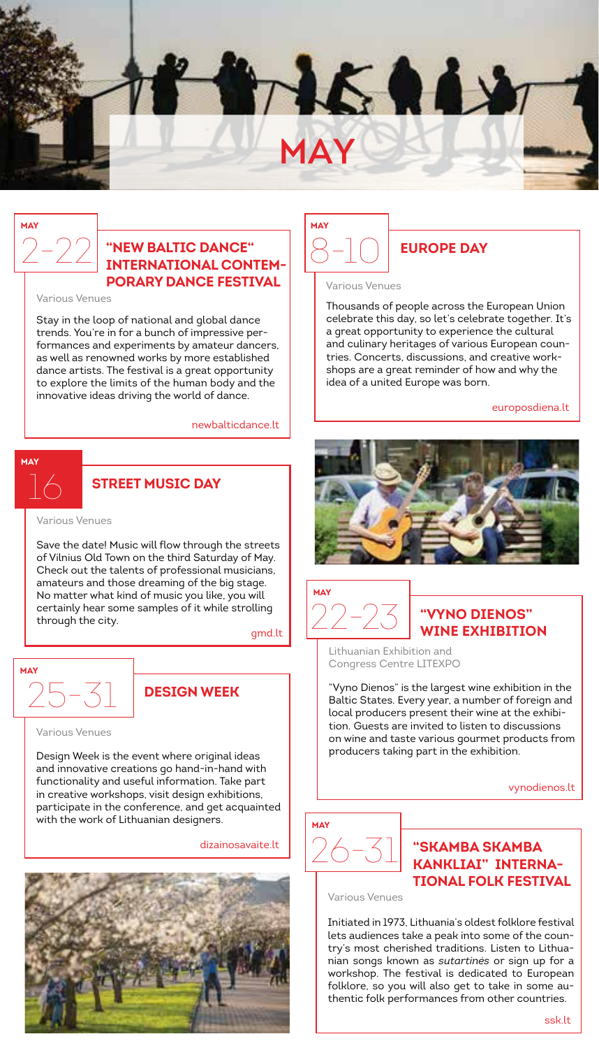# MAY

MAY

2–22

## "NEW BALTIC DANCE" INTERNATIONAL CONTEMPORARY DANCE FESTIVAL

Various Venues

Stay in the loop of national and global dance trends. You're in for a bunch of impressive performances and experiments by amateur dancers, as well as renowned works by more established dance artists. The festival is a great opportunity to explore the limits of the human body and the innovative ideas driving the world of dance.

newbalticdance.lt

MAY

16

## STREET MUSIC DAY

Various Venues

Save the date! Music will flow through the streets of Vilnius Old Town on the third Saturday of May. Check out the talents of professional musicians, amateurs and those dreaming of the big stage. No matter what kind of music you like, you will certainly hear some samples of it while strolling through the city.

gmd.lt

MAY

25–31

## DESIGN WEEK

Various Venues

Design Week is the event where original ideas and innovative creations go hand-in-hand with functionality and useful information. Take part in creative workshops, visit design exhibitions, participate in the conference, and get acquainted with the work of Lithuanian designers.

dizainosavaite.lt

MAY

8–10

## EUROPE DAY

Various Venues

Thousands of people across the European Union celebrate this day, so let's celebrate together. It's a great opportunity to experience the cultural and culinary heritages of various European countries. Concerts, discussions, and creative workshops are a great reminder of how and why the idea of a united Europe was born.

europosdiena.lt

MAY

22–23

## "VYNO DIENOS" WINE EXHIBITION

Lithuanian Exhibition and Congress Centre LITEXPO

"Vyno Dienos" is the largest wine exhibition in the Baltic States. Every year, a number of foreign and local producers present their wine at the exhibition. Guests are invited to listen to discussions on wine and taste various gourmet products from producers taking part in the exhibition.

vynodienos.lt

MAY

26–31

## "SKAMBA SKAMBA KANKLIAI" INTERNATIONAL FOLK FESTIVAL

Various Venues

Initiated in 1973, Lithuania's oldest folklore festival lets audiences take a peak into some of the country's most cherished traditions. Listen to Lithuanian songs known as *sutartinės* or sign up for a workshop. The festival is dedicated to European folklore, so you will also get to take in some authentic folk performances from other countries.

ssk.lt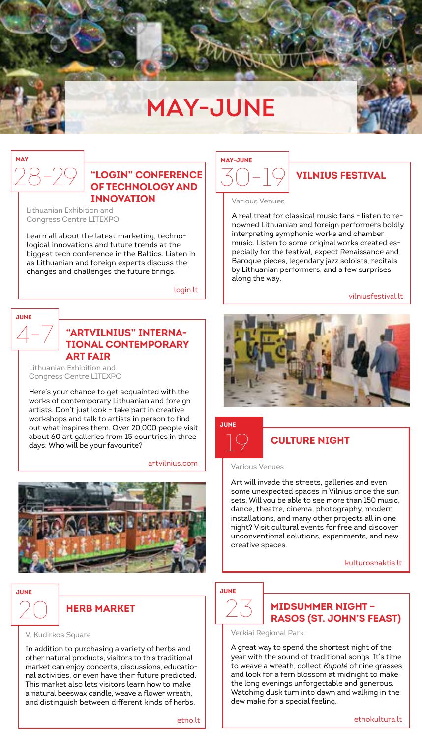# MAY–JUNE

MAY

28–29

## "LOGIN" CONFERENCE OF TECHNOLOGY AND INNOVATION

Lithuanian Exhibition and Congress Centre LITEXPO

Learn all about the latest marketing, technological innovations and future trends at the biggest tech conference in the Baltics. Listen in as Lithuanian and foreign experts discuss the changes and challenges the future brings.

login.lt

JUNE

4–7

## "ARTVILNIUS" INTERNATIONAL CONTEMPORARY ART FAIR

Lithuanian Exhibition and Congress Centre LITEXPO

Here's your chance to get acquainted with the works of contemporary Lithuanian and foreign artists. Don't just look – take part in creative workshops and talk to artists in person to find out what inspires them. Over 20,000 people visit about 60 art galleries from 15 countries in three days. Who will be your favourite?

artvilnius.com

JUNE

20

## HERB MARKET

V. Kudirkos Square

In addition to purchasing a variety of herbs and other natural products, visitors to this traditional market can enjoy concerts, discussions, educational activities, or even have their future predicted. This market also lets visitors learn how to make a natural beeswax candle, weave a flower wreath, and distinguish between different kinds of herbs.

etno.lt

MAY–JUNE

30–19

## VILNIUS FESTIVAL

Various Venues

A real treat for classical music fans - listen to renowned Lithuanian and foreign performers boldly interpreting symphonic works and chamber music. Listen to some original works created especially for the festival, expect Renaissance and Baroque pieces, legendary jazz soloists, recitals by Lithuanian performers, and a few surprises along the way.

vilniusfestival.lt

JUNE

19

## CULTURE NIGHT

Various Venues

Art will invade the streets, galleries and even some unexpected spaces in Vilnius once the sun sets. Will you be able to see more than 150 music, dance, theatre, cinema, photography, modern installations, and many other projects all in one night? Visit cultural events for free and discover unconventional solutions, experiments, and new creative spaces.

kulturosnaktis.lt

JUNE

23

## MIDSUMMER NIGHT – RASOS (ST. JOHN'S FEAST)

Verkiai Regional Park

A great way to spend the shortest night of the year with the sound of traditional songs. It's time to weave a wreath, collect *Kupolė* of nine grasses, and look for a fern blossom at midnight to make the long evenings unforgettable and generous. Watching dusk turn into dawn and walking in the dew make for a special feeling.

etnokultura.lt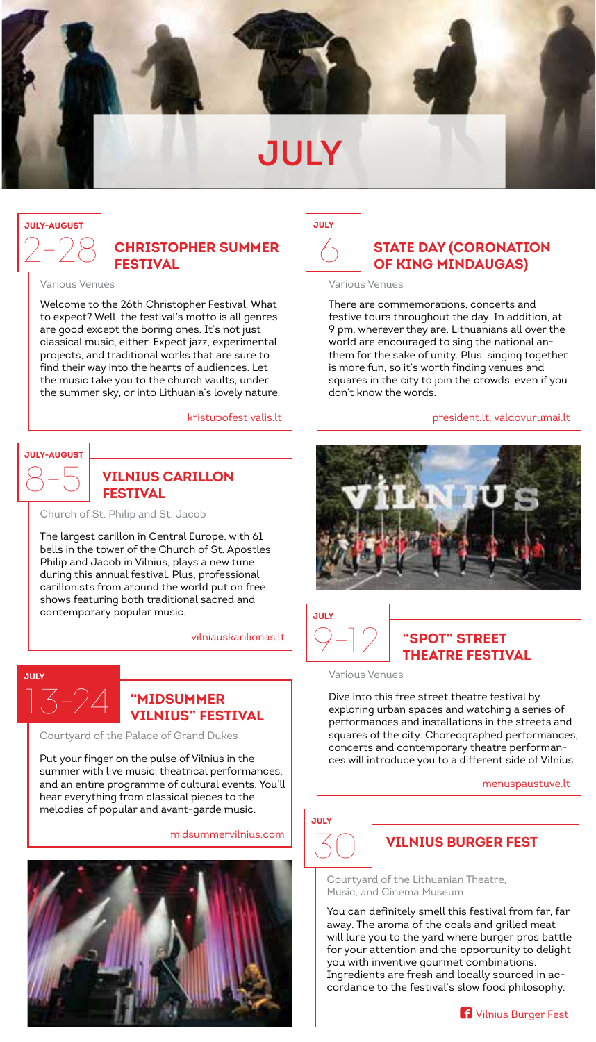# JULY

JULY-AUGUST

2–28

## CHRISTOPHER SUMMER FESTIVAL

Various Venues

Welcome to the 26th Christopher Festival. What to expect? Well, the festival's motto is all genres are good except the boring ones. It's not just classical music, either. Expect jazz, experimental projects, and traditional works that are sure to find their way into the hearts of audiences. Let the music take you to the church vaults, under the summer sky, or into Lithuania's lovely nature.

kristupofestivalis.lt

JULY-AUGUST

8–5

## VILNIUS CARILLON FESTIVAL

Church of St. Philip and St. Jacob

The largest carillon in Central Europe, with 61 bells in the tower of the Church of St. Apostles Philip and Jacob in Vilnius, plays a new tune during this annual festival. Plus, professional carillonists from around the world put on free shows featuring both traditional sacred and contemporary popular music.

vilniauskarilionas.lt

JULY

13–24

## "MIDSUMMER VILNIUS" FESTIVAL

Courtyard of the Palace of Grand Dukes

Put your finger on the pulse of Vilnius in the summer with live music, theatrical performances, and an entire programme of cultural events. You'll hear everything from classical pieces to the melodies of popular and avant-garde music.

midsummervilnius.com

JULY

6

## STATE DAY (CORONATION OF KING MINDAUGAS)

Various Venues

There are commemorations, concerts and festive tours throughout the day. In addition, at 9 pm, wherever they are, Lithuanians all over the world are encouraged to sing the national anthem for the sake of unity. Plus, singing together is more fun, so it's worth finding venues and squares in the city to join the crowds, even if you don't know the words.

president.lt, valdovurumai.lt

JULY

9–12

## "SPOT" STREET THEATRE FESTIVAL

Various Venues

Dive into this free street theatre festival by exploring urban spaces and watching a series of performances and installations in the streets and squares of the city. Choreographed performances, concerts and contemporary theatre performances will introduce you to a different side of Vilnius.

menuspaustuve.lt

JULY

30

## VILNIUS BURGER FEST

Courtyard of the Lithuanian Theatre, Music, and Cinema Museum

You can definitely smell this festival from far, far away. The aroma of the coals and grilled meat will lure you to the yard where burger pros battle for your attention and the opportunity to delight you with inventive gourmet combinations. Ingredients are fresh and locally sourced in accordance to the festival's slow food philosophy.

Vilnius Burger Fest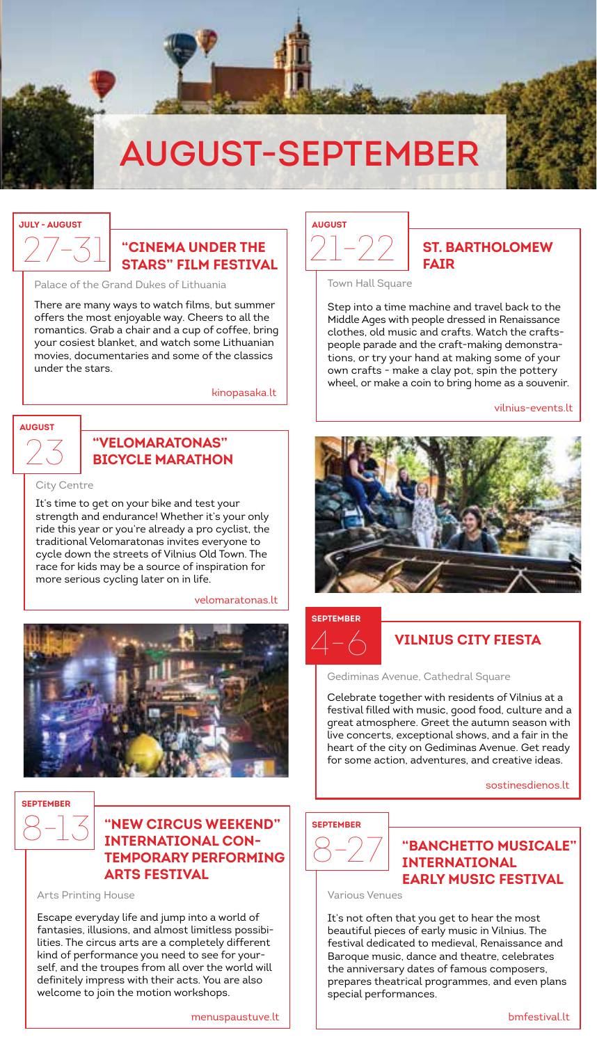# AUGUST–SEPTEMBER

JULY - AUGUST

27-31

## "CINEMA UNDER THE STARS" FILM FESTIVAL

Palace of the Grand Dukes of Lithuania

There are many ways to watch films, but summer offers the most enjoyable way. Cheers to all the romantics. Grab a chair and a cup of coffee, bring your cosiest blanket, and watch some Lithuanian movies, documentaries and some of the classics under the stars.

kinopasaka.lt

AUGUST

23

## "VELOMARATONAS" BICYCLE MARATHON

City Centre

It's time to get on your bike and test your strength and endurance! Whether it's your only ride this year or you're already a pro cyclist, the traditional Velomaratonas invites everyone to cycle down the streets of Vilnius Old Town. The race for kids may be a source of inspiration for more serious cycling later on in life.

velomaratonas.lt

SEPTEMBER

8-13

## "NEW CIRCUS WEEKEND" INTERNATIONAL CONTEMPORARY PERFORMING ARTS FESTIVAL

Arts Printing House

Escape everyday life and jump into a world of fantasies, illusions, and almost limitless possibilities. The circus arts are a completely different kind of performance you need to see for yourself, and the troupes from all over the world will definitely impress with their acts. You are also welcome to join the motion workshops.

menuspaustuve.lt

AUGUST

21-22

## ST. BARTHOLOMEW FAIR

Town Hall Square

Step into a time machine and travel back to the Middle Ages with people dressed in Renaissance clothes, old music and crafts. Watch the craftspeople parade and the craft-making demonstrations, or try your hand at making some of your own crafts - make a clay pot, spin the pottery wheel, or make a coin to bring home as a souvenir.

vilnius-events.lt

SEPTEMBER

4-6

## VILNIUS CITY FIESTA

Gediminas Avenue, Cathedral Square

Celebrate together with residents of Vilnius at a festival filled with music, good food, culture and a great atmosphere. Greet the autumn season with live concerts, exceptional shows, and a fair in the heart of the city on Gediminas Avenue. Get ready for some action, adventures, and creative ideas.

sostinesdienos.lt

SEPTEMBER

8-27

## "BANCHETTO MUSICALE" INTERNATIONAL EARLY MUSIC FESTIVAL

Various Venues

It's not often that you get to hear the most beautiful pieces of early music in Vilnius. The festival dedicated to medieval, Renaissance and Baroque music, dance and theatre, celebrates the anniversary dates of famous composers, prepares theatrical programmes, and even plans special performances.

bmfestival.lt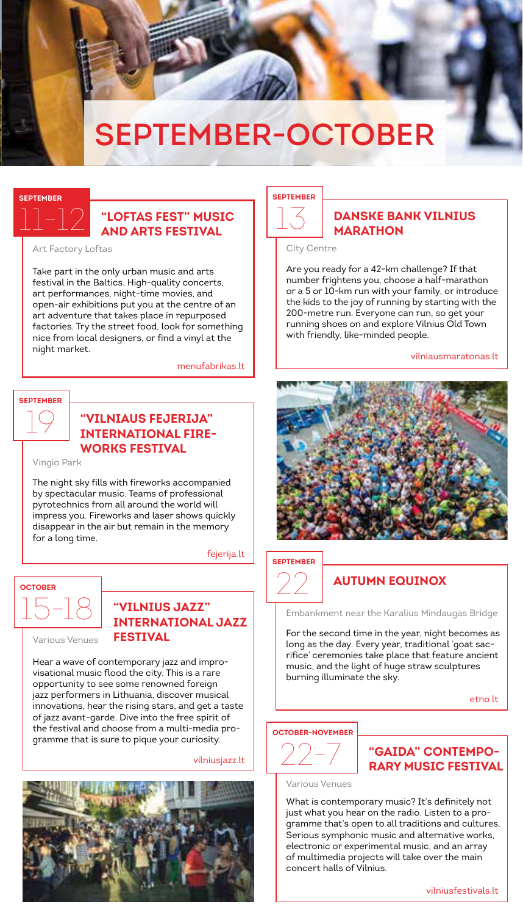# SEPTEMBER-OCTOBER

## SEPTEMBER 11–12

### "LOFTAS FEST" MUSIC AND ARTS FESTIVAL

Art Factory Loftas

Take part in the only urban music and arts festival in the Baltics. High-quality concerts, art performances, night-time movies, and open-air exhibitions put you at the centre of an art adventure that takes place in repurposed factories. Try the street food, look for something nice from local designers, or find a vinyl at the night market.

menufabrikas.lt

## SEPTEMBER 19

### "VILNIAUS FEJERIJA" INTERNATIONAL FIREWORKS FESTIVAL

Vingio Park

The night sky fills with fireworks accompanied by spectacular music. Teams of professional pyrotechnics from all around the world will impress you. Fireworks and laser shows quickly disappear in the air but remain in the memory for a long time.

fejerija.lt

## OCTOBER 15–18

### "VILNIUS JAZZ" INTERNATIONAL JAZZ FESTIVAL

Various Venues

Hear a wave of contemporary jazz and improvisational music flood the city. This is a rare opportunity to see some renowned foreign jazz performers in Lithuania, discover musical innovations, hear the rising stars, and get a taste of jazz avant-garde. Dive into the free spirit of the festival and choose from a multi-media programme that is sure to pique your curiosity.

vilniusjazz.lt

## SEPTEMBER 13

### DANSKE BANK VILNIUS MARATHON

City Centre

Are you ready for a 42-km challenge? If that number frightens you, choose a half-marathon or a 5 or 10-km run with your family, or introduce the kids to the joy of running by starting with the 200-metre run. Everyone can run, so get your running shoes on and explore Vilnius Old Town with friendly, like-minded people.

vilniausmaratonas.lt

## SEPTEMBER 22

### AUTUMN EQUINOX

Embankment near the Karalius Mindaugas Bridge

For the second time in the year, night becomes as long as the day. Every year, traditional 'goat sacrifice' ceremonies take place that feature ancient music, and the light of huge straw sculptures burning illuminate the sky.

etno.lt

## OCTOBER-NOVEMBER 22–7

### "GAIDA" CONTEMPORARY MUSIC FESTIVAL

Various Venues

What is contemporary music? It's definitely not just what you hear on the radio. Listen to a programme that's open to all traditions and cultures. Serious symphonic music and alternative works, electronic or experimental music, and an array of multimedia projects will take over the main concert halls of Vilnius.

vilniusfestivals.lt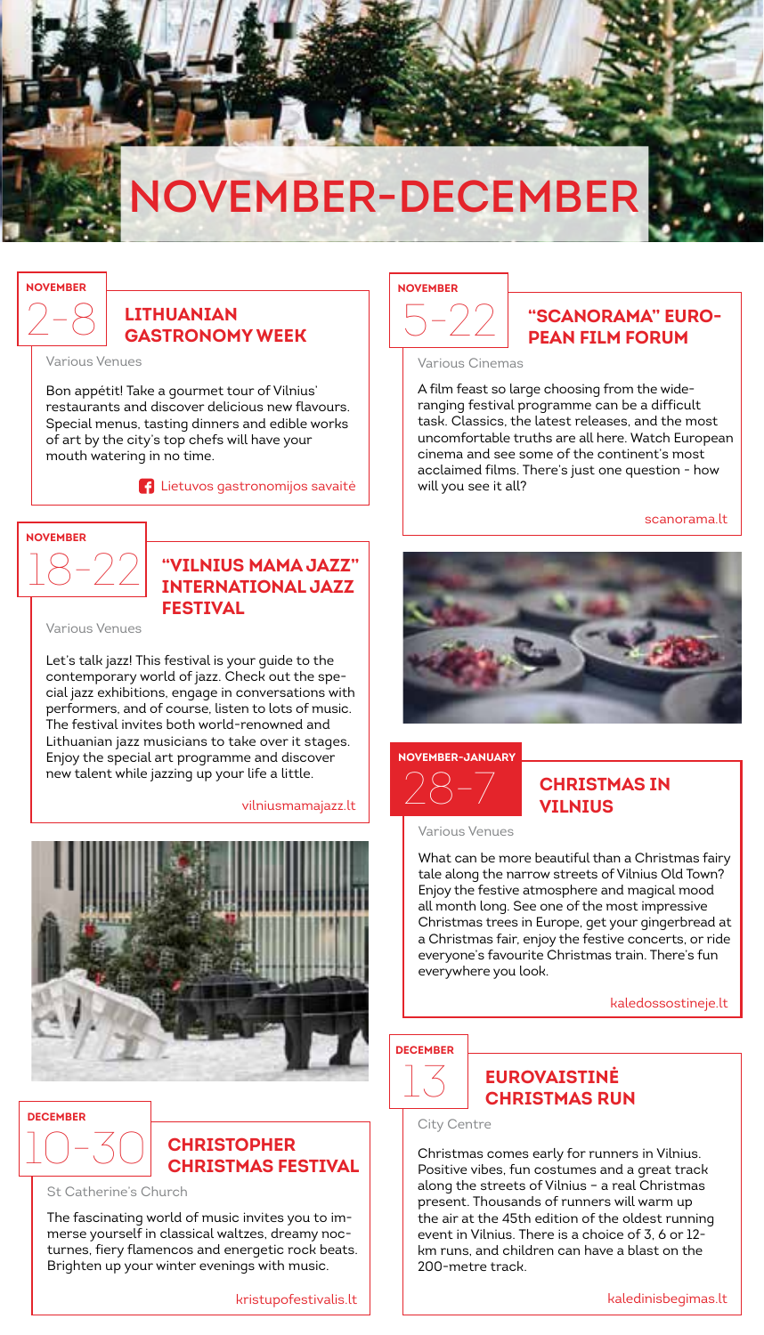# NOVEMBER-DECEMBER

## NOVEMBER 2-8

### LITHUANIAN GASTRONOMY WEEK

Various Venues

Bon appétit! Take a gourmet tour of Vilnius' restaurants and discover delicious new flavours. Special menus, tasting dinners and edible works of art by the city's top chefs will have your mouth watering in no time.

Lietuvos gastronomijos savaitė

## NOVEMBER 18-22

### "VILNIUS MAMA JAZZ" INTERNATIONAL JAZZ FESTIVAL

Various Venues

Let's talk jazz! This festival is your guide to the contemporary world of jazz. Check out the special jazz exhibitions, engage in conversations with performers, and of course, listen to lots of music. The festival invites both world-renowned and Lithuanian jazz musicians to take over it stages. Enjoy the special art programme and discover new talent while jazzing up your life a little.

vilniusmamajazz.lt

## DECEMBER 10-30

### CHRISTOPHER CHRISTMAS FESTIVAL

St Catherine's Church

The fascinating world of music invites you to immerse yourself in classical waltzes, dreamy nocturnes, fiery flamencos and energetic rock beats. Brighten up your winter evenings with music.

kristupofestivalis.lt

## NOVEMBER 5-22

### "SCANORAMA" EUROPEAN FILM FORUM

Various Cinemas

A film feast so large choosing from the wide-ranging festival programme can be a difficult task. Classics, the latest releases, and the most uncomfortable truths are all here. Watch European cinema and see some of the continent's most acclaimed films. There's just one question - how will you see it all?

scanorama.lt

## NOVEMBER-JANUARY 28-7

### CHRISTMAS IN VILNIUS

Various Venues

What can be more beautiful than a Christmas fairy tale along the narrow streets of Vilnius Old Town? Enjoy the festive atmosphere and magical mood all month long. See one of the most impressive Christmas trees in Europe, get your gingerbread at a Christmas fair, enjoy the festive concerts, or ride everyone's favourite Christmas train. There's fun everywhere you look.

kaledossostineje.lt

## DECEMBER 13

### EUROVAISTINĖ CHRISTMAS RUN

City Centre

Christmas comes early for runners in Vilnius. Positive vibes, fun costumes and a great track along the streets of Vilnius – a real Christmas present. Thousands of runners will warm up the air at the 45th edition of the oldest running event in Vilnius. There is a choice of 3, 6 or 12-km runs, and children can have a blast on the 200-metre track.

kaledinisbegimas.lt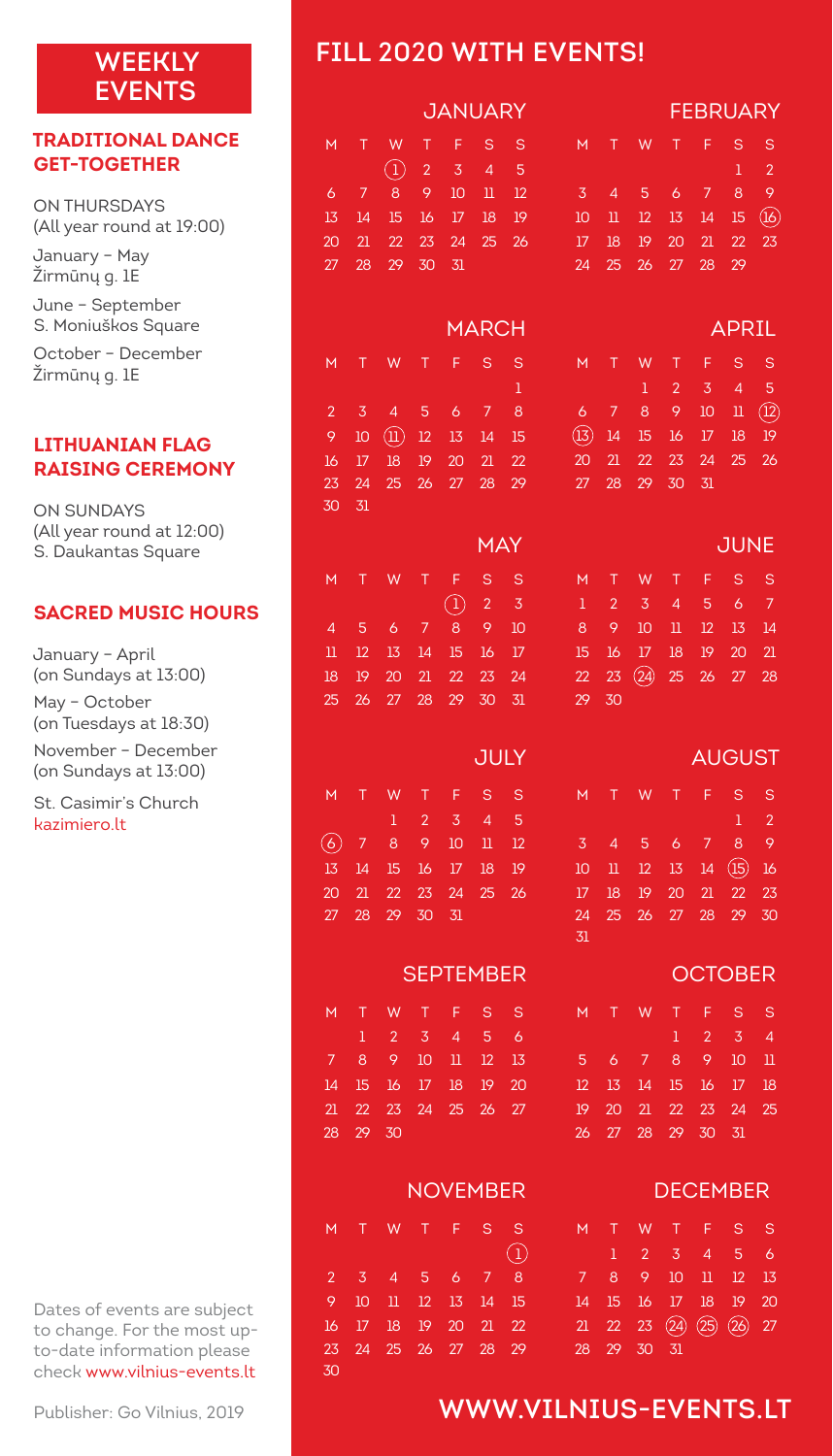## WEEKLY EVENTS

### TRADITIONAL DANCE GET-TOGETHER

ON THURSDAYS
(All year round at 19:00)

January – May
Žirmūnų g. 1E

June – September
S. Moniuškos Square

October – December
Žirmūnų g. 1E

### LITHUANIAN FLAG RAISING CEREMONY

ON SUNDAYS
(All year round at 12:00)
S. Daukantas Square

### SACRED MUSIC HOURS

January – April
(on Sundays at 13:00)

May – October
(on Tuesdays at 18:30)

November – December
(on Sundays at 13:00)

St. Casimir's Church
kazimiero.lt

Dates of events are subject to change. For the most up-to-date information please check www.vilnius-events.lt

Publisher: Go Vilnius, 2019

## FILL 2020 WITH EVENTS!

**JANUARY**

| M | T | W | T | F | S | S |
|---|---|---|---|---|---|---|
| | | (1) | 2 | 3 | 4 | 5 |
| 6 | 7 | 8 | 9 | 10 | 11 | 12 |
| 13 | 14 | 15 | 16 | 17 | 18 | 19 |
| 20 | 21 | 22 | 23 | 24 | 25 | 26 |
| 27 | 28 | 29 | 30 | 31 | | |

**FEBRUARY**

| M | T | W | T | F | S | S |
|---|---|---|---|---|---|---|
| | | | | | 1 | 2 |
| 3 | 4 | 5 | 6 | 7 | 8 | 9 |
| 10 | 11 | 12 | 13 | 14 | 15 | (16) |
| 17 | 18 | 19 | 20 | 21 | 22 | 23 |
| 24 | 25 | 26 | 27 | 28 | 29 | |

**MARCH**

| M | T | W | T | F | S | S |
|---|---|---|---|---|---|---|
| | | | | | | 1 |
| 2 | 3 | 4 | 5 | 6 | 7 | 8 |
| 9 | 10 | (11) | 12 | 13 | 14 | 15 |
| 16 | 17 | 18 | 19 | 20 | 21 | 22 |
| 23 | 24 | 25 | 26 | 27 | 28 | 29 |
| 30 | 31 | | | | | |

**APRIL**

| M | T | W | T | F | S | S |
|---|---|---|---|---|---|---|
| | | 1 | 2 | 3 | 4 | 5 |
| 6 | 7 | 8 | 9 | 10 | 11 | (12) |
| (13) | 14 | 15 | 16 | 17 | 18 | 19 |
| 20 | 21 | 22 | 23 | 24 | 25 | 26 |
| 27 | 28 | 29 | 30 | 31 | | |

**MAY**

| M | T | W | T | F | S | S |
|---|---|---|---|---|---|---|
| | | | | (1) | 2 | 3 |
| 4 | 5 | 6 | 7 | 8 | 9 | 10 |
| 11 | 12 | 13 | 14 | 15 | 16 | 17 |
| 18 | 19 | 20 | 21 | 22 | 23 | 24 |
| 25 | 26 | 27 | 28 | 29 | 30 | 31 |

**JUNE**

| M | T | W | T | F | S | S |
|---|---|---|---|---|---|---|
| 1 | 2 | 3 | 4 | 5 | 6 | 7 |
| 8 | 9 | 10 | 11 | 12 | 13 | 14 |
| 15 | 16 | 17 | 18 | 19 | 20 | 21 |
| 22 | 23 | (24) | 25 | 26 | 27 | 28 |
| 29 | 30 | | | | | |

**JULY**

| M | T | W | T | F | S | S |
|---|---|---|---|---|---|---|
| | | 1 | 2 | 3 | 4 | 5 |
| (6) | 7 | 8 | 9 | 10 | 11 | 12 |
| 13 | 14 | 15 | 16 | 17 | 18 | 19 |
| 20 | 21 | 22 | 23 | 24 | 25 | 26 |
| 27 | 28 | 29 | 30 | 31 | | |

**AUGUST**

| M | T | W | T | F | S | S |
|---|---|---|---|---|---|---|
| | | | | | 1 | 2 |
| 3 | 4 | 5 | 6 | 7 | 8 | 9 |
| 10 | 11 | 12 | 13 | 14 | (15) | 16 |
| 17 | 18 | 19 | 20 | 21 | 22 | 23 |
| 24 | 25 | 26 | 27 | 28 | 29 | 30 |
| 31 | | | | | | |

**SEPTEMBER**

| M | T | W | T | F | S | S |
|---|---|---|---|---|---|---|
| | 1 | 2 | 3 | 4 | 5 | 6 |
| 7 | 8 | 9 | 10 | 11 | 12 | 13 |
| 14 | 15 | 16 | 17 | 18 | 19 | 20 |
| 21 | 22 | 23 | 24 | 25 | 26 | 27 |
| 28 | 29 | 30 | | | | |

**OCTOBER**

| M | T | W | T | F | S | S |
|---|---|---|---|---|---|---|
| | | | 1 | 2 | 3 | 4 |
| 5 | 6 | 7 | 8 | 9 | 10 | 11 |
| 12 | 13 | 14 | 15 | 16 | 17 | 18 |
| 19 | 20 | 21 | 22 | 23 | 24 | 25 |
| 26 | 27 | 28 | 29 | 30 | 31 | |

**NOVEMBER**

| M | T | W | T | F | S | S |
|---|---|---|---|---|---|---|
| | | | | | | (1) |
| 2 | 3 | 4 | 5 | 6 | 7 | 8 |
| 9 | 10 | 11 | 12 | 13 | 14 | 15 |
| 16 | 17 | 18 | 19 | 20 | 21 | 22 |
| 23 | 24 | 25 | 26 | 27 | 28 | 29 |
| 30 | | | | | | |

**DECEMBER**

| M | T | W | T | F | S | S |
|---|---|---|---|---|---|---|
| | 1 | 2 | 3 | 4 | 5 | 6 |
| 7 | 8 | 9 | 10 | 11 | 12 | 13 |
| 14 | 15 | 16 | 17 | 18 | 19 | 20 |
| 21 | 22 | 23 | (24) | (25) | (26) | 27 |
| 28 | 29 | 30 | 31 | | | |

**WWW.VILNIUS-EVENTS.LT**